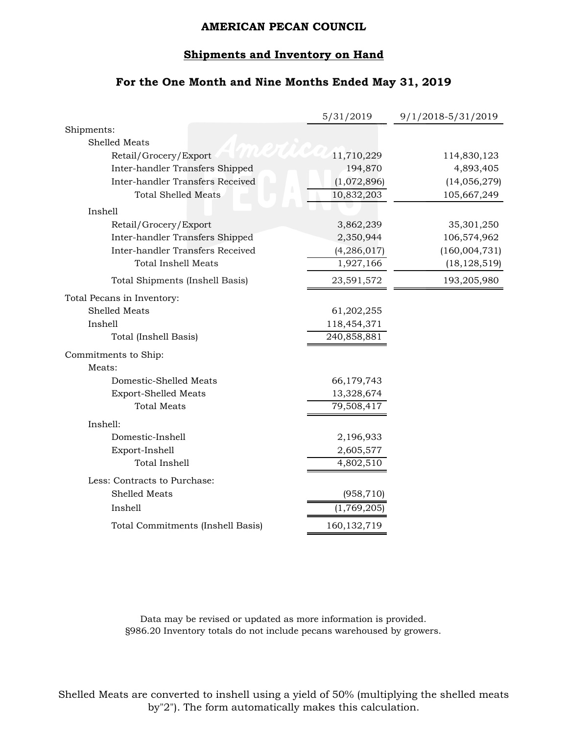# AMERICAN PECAN COUNCIL

## Shipments and Inventory on Hand

### For the One Month and Nine Months Ended May 31, 2019

| | 5/31/2019 | 9/1/2018-5/31/2019 |
|---|---|---|
| Shipments: | | |
| Shelled Meats | | |
| Retail/Grocery/Export | 11,710,229 | 114,830,123 |
| Inter-handler Transfers Shipped | 194,870 | 4,893,405 |
| Inter-handler Transfers Received | (1,072,896) | (14,056,279) |
| Total Shelled Meats | 10,832,203 | 105,667,249 |
| Inshell | | |
| Retail/Grocery/Export | 3,862,239 | 35,301,250 |
| Inter-handler Transfers Shipped | 2,350,944 | 106,574,962 |
| Inter-handler Transfers Received | (4,286,017) | (160,004,731) |
| Total Inshell Meats | 1,927,166 | (18,128,519) |
| Total Shipments (Inshell Basis) | 23,591,572 | 193,205,980 |
| Total Pecans in Inventory: | | |
| Shelled Meats | 61,202,255 | |
| Inshell | 118,454,371 | |
| Total (Inshell Basis) | 240,858,881 | |
| Commitments to Ship: | | |
| Meats: | | |
| Domestic-Shelled Meats | 66,179,743 | |
| Export-Shelled Meats | 13,328,674 | |
| Total Meats | 79,508,417 | |
| Inshell: | | |
| Domestic-Inshell | 2,196,933 | |
| Export-Inshell | 2,605,577 | |
| Total Inshell | 4,802,510 | |
| Less: Contracts to Purchase: | | |
| Shelled Meats | (958,710) | |
| Inshell | (1,769,205) | |
| Total Commitments (Inshell Basis) | 160,132,719 | |

Data may be revised or updated as more information is provided.
§986.20 Inventory totals do not include pecans warehoused by growers.

Shelled Meats are converted to inshell using a yield of 50% (multiplying the shelled meats by"2"). The form automatically makes this calculation.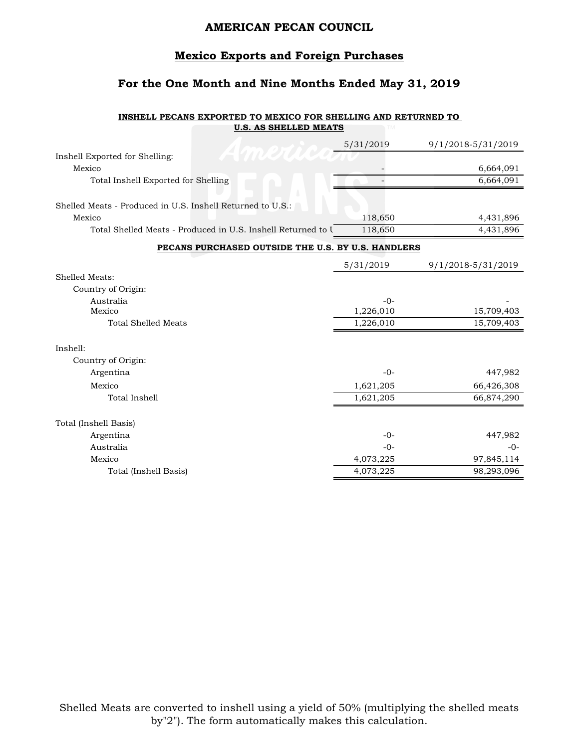# AMERICAN PECAN COUNCIL

## Mexico Exports and Foreign Purchases

### For the One Month and Nine Months Ended May 31, 2019

**INSHELL PECANS EXPORTED TO MEXICO FOR SHELLING AND RETURNED TO U.S. AS SHELLED MEATS**

| | 5/31/2019 | 9/1/2018-5/31/2019 |
|---|---|---|
| Inshell Exported for Shelling: | | |
| Mexico | - | 6,664,091 |
| Total Inshell Exported for Shelling | - | 6,664,091 |
| | | |
| Shelled Meats - Produced in U.S. Inshell Returned to U.S.: | | |
| Mexico | 118,650 | 4,431,896 |
| Total Shelled Meats - Produced in U.S. Inshell Returned to U | 118,650 | 4,431,896 |

**PECANS PURCHASED OUTSIDE THE U.S. BY U.S. HANDLERS**

| | 5/31/2019 | 9/1/2018-5/31/2019 |
|---|---|---|
| Shelled Meats: | | |
| Country of Origin: | | |
| Australia | -0- | - |
| Mexico | 1,226,010 | 15,709,403 |
| Total Shelled Meats | 1,226,010 | 15,709,403 |
| | | |
| Inshell: | | |
| Country of Origin: | | |
| Argentina | -0- | 447,982 |
| Mexico | 1,621,205 | 66,426,308 |
| Total Inshell | 1,621,205 | 66,874,290 |
| | | |
| Total (Inshell Basis) | | |
| Argentina | -0- | 447,982 |
| Australia | -0- | -0- |
| Mexico | 4,073,225 | 97,845,114 |
| Total (Inshell Basis) | 4,073,225 | 98,293,096 |

Shelled Meats are converted to inshell using a yield of 50% (multiplying the shelled meats by"2"). The form automatically makes this calculation.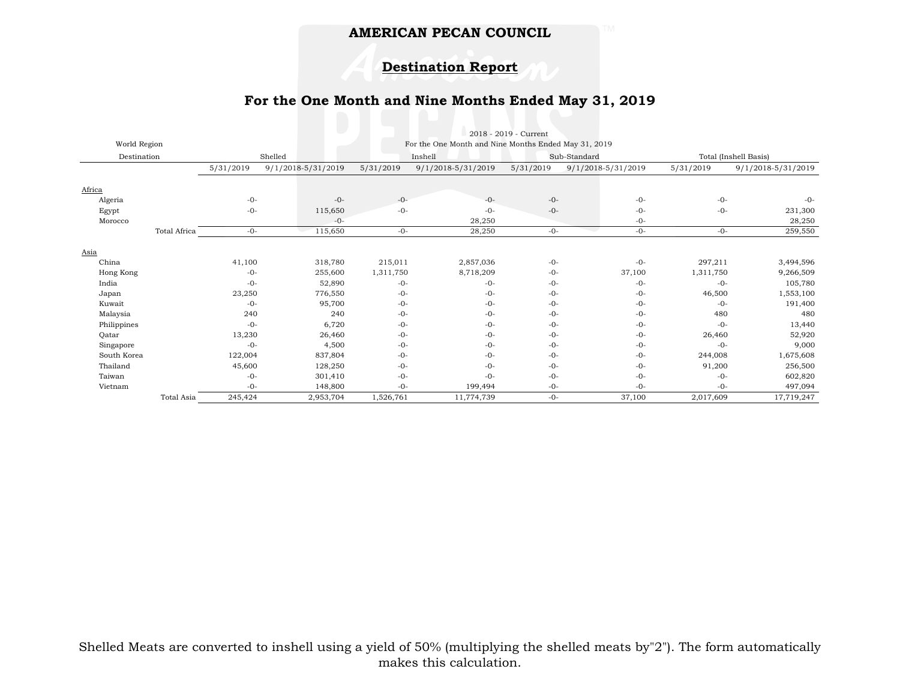# AMERICAN PECAN COUNCIL

## Destination Report

### For the One Month and Nine Months Ended May 31, 2019

| World Region | 2018 - 2019 - Current | | | | | | | |
|---|---|---|---|---|---|---|---|---|
| | For the One Month and Nine Months Ended May 31, 2019 | | | | | | | |
| Destination | Shelled | | Inshell | | Sub-Standard | | Total (Inshell Basis) | |
| | 5/31/2019 | 9/1/2018-5/31/2019 | 5/31/2019 | 9/1/2018-5/31/2019 | 5/31/2019 | 9/1/2018-5/31/2019 | 5/31/2019 | 9/1/2018-5/31/2019 |
| Africa | | | | | | | | |
| Algeria | -0- | -0- | -0- | -0- | -0- | -0- | -0- | -0- |
| Egypt | -0- | 115,650 | -0- | -0- | -0- | -0- | -0- | 231,300 |
| Morocco | | -0- | | 28,250 | | -0- | | 28,250 |
| Total Africa | -0- | 115,650 | -0- | 28,250 | -0- | -0- | -0- | 259,550 |
| Asia | | | | | | | | |
| China | 41,100 | 318,780 | 215,011 | 2,857,036 | -0- | -0- | 297,211 | 3,494,596 |
| Hong Kong | -0- | 255,600 | 1,311,750 | 8,718,209 | -0- | 37,100 | 1,311,750 | 9,266,509 |
| India | -0- | 52,890 | -0- | -0- | -0- | -0- | -0- | 105,780 |
| Japan | 23,250 | 776,550 | -0- | -0- | -0- | -0- | 46,500 | 1,553,100 |
| Kuwait | -0- | 95,700 | -0- | -0- | -0- | -0- | -0- | 191,400 |
| Malaysia | 240 | 240 | -0- | -0- | -0- | -0- | 480 | 480 |
| Philippines | -0- | 6,720 | -0- | -0- | -0- | -0- | -0- | 13,440 |
| Qatar | 13,230 | 26,460 | -0- | -0- | -0- | -0- | 26,460 | 52,920 |
| Singapore | -0- | 4,500 | -0- | -0- | -0- | -0- | -0- | 9,000 |
| South Korea | 122,004 | 837,804 | -0- | -0- | -0- | -0- | 244,008 | 1,675,608 |
| Thailand | 45,600 | 128,250 | -0- | -0- | -0- | -0- | 91,200 | 256,500 |
| Taiwan | -0- | 301,410 | -0- | -0- | -0- | -0- | -0- | 602,820 |
| Vietnam | -0- | 148,800 | -0- | 199,494 | -0- | -0- | -0- | 497,094 |
| Total Asia | 245,424 | 2,953,704 | 1,526,761 | 11,774,739 | -0- | 37,100 | 2,017,609 | 17,719,247 |

Shelled Meats are converted to inshell using a yield of 50% (multiplying the shelled meats by"2"). The form automatically makes this calculation.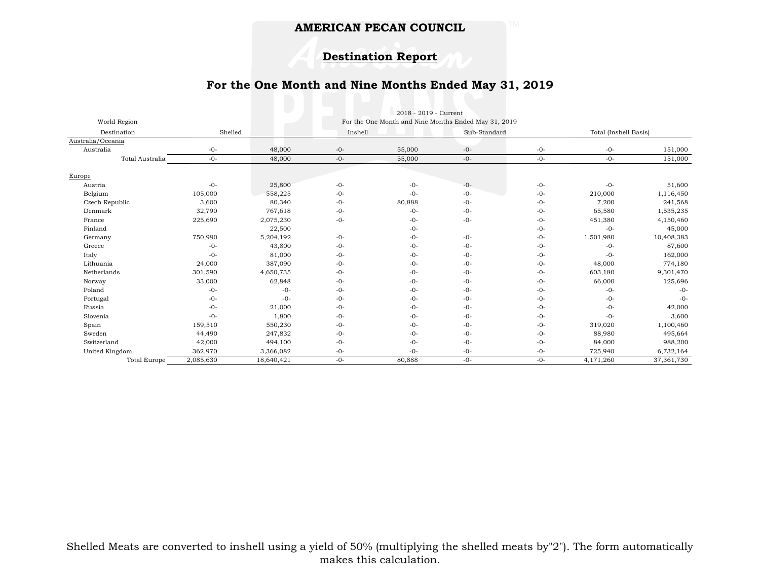# AMERICAN PECAN COUNCIL

## Destination Report

### For the One Month and Nine Months Ended May 31, 2019

| World Region | 2018 - 2019 - Current | | | | | | | |
|---|---|---|---|---|---|---|---|---|
| | For the One Month and Nine Months Ended May 31, 2019 | | | | | | | |
| Destination | Shelled | | Inshell | | Sub-Standard | | Total (Inshell Basis) | |
| **Australia/Oceania** | | | | | | | | |
| Australia | -0- | 48,000 | -0- | 55,000 | -0- | -0- | -0- | 151,000 |
| Total Australia | -0- | 48,000 | -0- | 55,000 | -0- | -0- | -0- | 151,000 |
| **Europe** | | | | | | | | |
| Austria | -0- | 25,800 | -0- | -0- | -0- | -0- | -0- | 51,600 |
| Belgium | 105,000 | 558,225 | -0- | -0- | -0- | -0- | 210,000 | 1,116,450 |
| Czech Republic | 3,600 | 80,340 | -0- | 80,888 | -0- | -0- | 7,200 | 241,568 |
| Denmark | 32,790 | 767,618 | -0- | -0- | -0- | -0- | 65,580 | 1,535,235 |
| France | 225,690 | 2,075,230 | -0- | -0- | -0- | -0- | 451,380 | 4,150,460 |
| Finland | | 22,500 | | -0- | | -0- | -0- | 45,000 |
| Germany | 750,990 | 5,204,192 | -0- | -0- | -0- | -0- | 1,501,980 | 10,408,383 |
| Greece | -0- | 43,800 | -0- | -0- | -0- | -0- | -0- | 87,600 |
| Italy | -0- | 81,000 | -0- | -0- | -0- | -0- | -0- | 162,000 |
| Lithuania | 24,000 | 387,090 | -0- | -0- | -0- | -0- | 48,000 | 774,180 |
| Netherlands | 301,590 | 4,650,735 | -0- | -0- | -0- | -0- | 603,180 | 9,301,470 |
| Norway | 33,000 | 62,848 | -0- | -0- | -0- | -0- | 66,000 | 125,696 |
| Poland | -0- | -0- | -0- | -0- | -0- | -0- | -0- | -0- |
| Portugal | -0- | -0- | -0- | -0- | -0- | -0- | -0- | -0- |
| Russia | -0- | 21,000 | -0- | -0- | -0- | -0- | -0- | 42,000 |
| Slovenia | -0- | 1,800 | -0- | -0- | -0- | -0- | -0- | 3,600 |
| Spain | 159,510 | 550,230 | -0- | -0- | -0- | -0- | 319,020 | 1,100,460 |
| Sweden | 44,490 | 247,832 | -0- | -0- | -0- | -0- | 88,980 | 495,664 |
| Switzerland | 42,000 | 494,100 | -0- | -0- | -0- | -0- | 84,000 | 988,200 |
| United Kingdom | 362,970 | 3,366,082 | -0- | -0- | -0- | -0- | 725,940 | 6,732,164 |
| Total Europe | 2,085,630 | 18,640,421 | -0- | 80,888 | -0- | -0- | 4,171,260 | 37,361,730 |

Shelled Meats are converted to inshell using a yield of 50% (multiplying the shelled meats by"2"). The form automatically makes this calculation.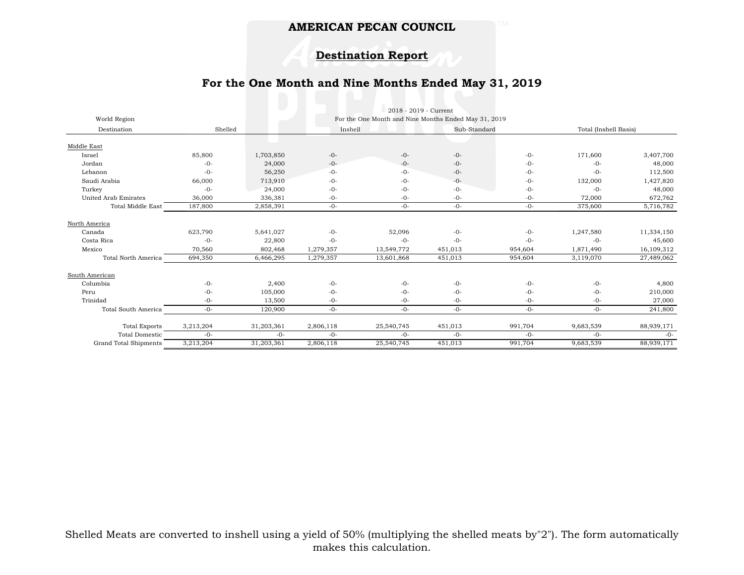# AMERICAN PECAN COUNCIL

## Destination Report

### For the One Month and Nine Months Ended May 31, 2019

| World Region | 2018 - 2019 - Current | | | | | | | |
|---|---|---|---|---|---|---|---|---|
| | For the One Month and Nine Months Ended May 31, 2019 | | | | | | | |
| Destination | Shelled | | Inshell | | Sub-Standard | | Total (Inshell Basis) | |
| **Middle East** | | | | | | | | |
| Israel | 85,800 | 1,703,850 | -0- | -0- | -0- | -0- | 171,600 | 3,407,700 |
| Jordan | -0- | 24,000 | -0- | -0- | -0- | -0- | -0- | 48,000 |
| Lebanon | -0- | 56,250 | -0- | -0- | -0- | -0- | -0- | 112,500 |
| Saudi Arabia | 66,000 | 713,910 | -0- | -0- | -0- | -0- | 132,000 | 1,427,820 |
| Turkey | -0- | 24,000 | -0- | -0- | -0- | -0- | -0- | 48,000 |
| United Arab Emirates | 36,000 | 336,381 | -0- | -0- | -0- | -0- | 72,000 | 672,762 |
| Total Middle East | 187,800 | 2,858,391 | -0- | -0- | -0- | -0- | 375,600 | 5,716,782 |
| **North America** | | | | | | | | |
| Canada | 623,790 | 5,641,027 | -0- | 52,096 | -0- | -0- | 1,247,580 | 11,334,150 |
| Costa Rica | -0- | 22,800 | -0- | -0- | -0- | -0- | -0- | 45,600 |
| Mexico | 70,560 | 802,468 | 1,279,357 | 13,549,772 | 451,013 | 954,604 | 1,871,490 | 16,109,312 |
| Total North America | 694,350 | 6,466,295 | 1,279,357 | 13,601,868 | 451,013 | 954,604 | 3,119,070 | 27,489,062 |
| **South American** | | | | | | | | |
| Columbia | -0- | 2,400 | -0- | -0- | -0- | -0- | -0- | 4,800 |
| Peru | -0- | 105,000 | -0- | -0- | -0- | -0- | -0- | 210,000 |
| Trinidad | -0- | 13,500 | -0- | -0- | -0- | -0- | -0- | 27,000 |
| Total South America | -0- | 120,900 | -0- | -0- | -0- | -0- | -0- | 241,800 |
| Total Exports | 3,213,204 | 31,203,361 | 2,806,118 | 25,540,745 | 451,013 | 991,704 | 9,683,539 | 88,939,171 |
| Total Domestic | -0- | -0- | -0- | -0- | -0- | -0- | -0- | -0- |
| Grand Total Shipments | 3,213,204 | 31,203,361 | 2,806,118 | 25,540,745 | 451,013 | 991,704 | 9,683,539 | 88,939,171 |

Shelled Meats are converted to inshell using a yield of 50% (multiplying the shelled meats by"2"). The form automatically makes this calculation.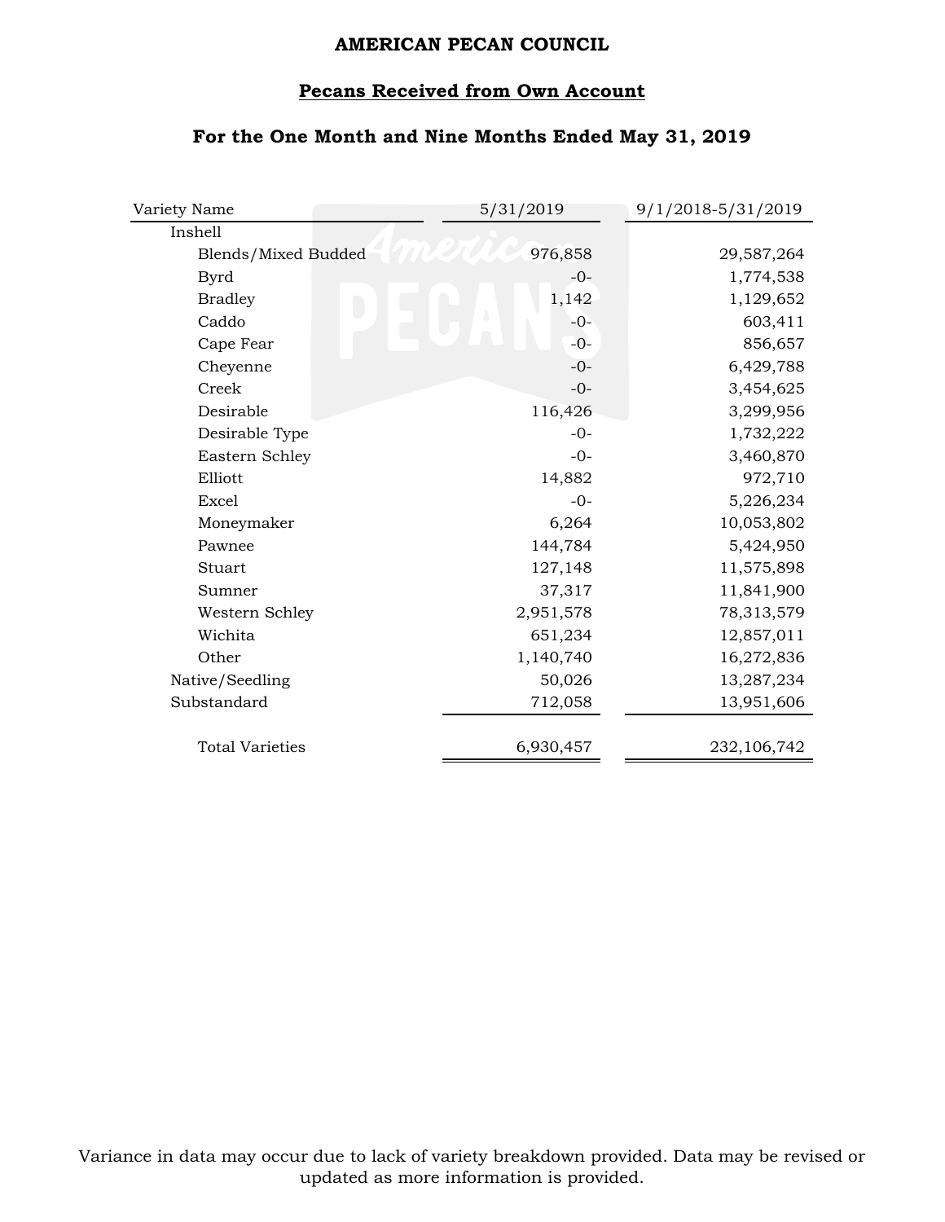**AMERICAN PECAN COUNCIL**

**Pecans Received from Own Account**

**For the One Month and Nine Months Ended May 31, 2019**

| Variety Name | 5/31/2019 | 9/1/2018-5/31/2019 |
|---|---|---|
| Inshell | | |
| Blends/Mixed Budded | 976,858 | 29,587,264 |
| Byrd | -0- | 1,774,538 |
| Bradley | 1,142 | 1,129,652 |
| Caddo | -0- | 603,411 |
| Cape Fear | -0- | 856,657 |
| Cheyenne | -0- | 6,429,788 |
| Creek | -0- | 3,454,625 |
| Desirable | 116,426 | 3,299,956 |
| Desirable Type | -0- | 1,732,222 |
| Eastern Schley | -0- | 3,460,870 |
| Elliott | 14,882 | 972,710 |
| Excel | -0- | 5,226,234 |
| Moneymaker | 6,264 | 10,053,802 |
| Pawnee | 144,784 | 5,424,950 |
| Stuart | 127,148 | 11,575,898 |
| Sumner | 37,317 | 11,841,900 |
| Western Schley | 2,951,578 | 78,313,579 |
| Wichita | 651,234 | 12,857,011 |
| Other | 1,140,740 | 16,272,836 |
| Native/Seedling | 50,026 | 13,287,234 |
| Substandard | 712,058 | 13,951,606 |
| Total Varieties | 6,930,457 | 232,106,742 |

Variance in data may occur due to lack of variety breakdown provided. Data may be revised or updated as more information is provided.